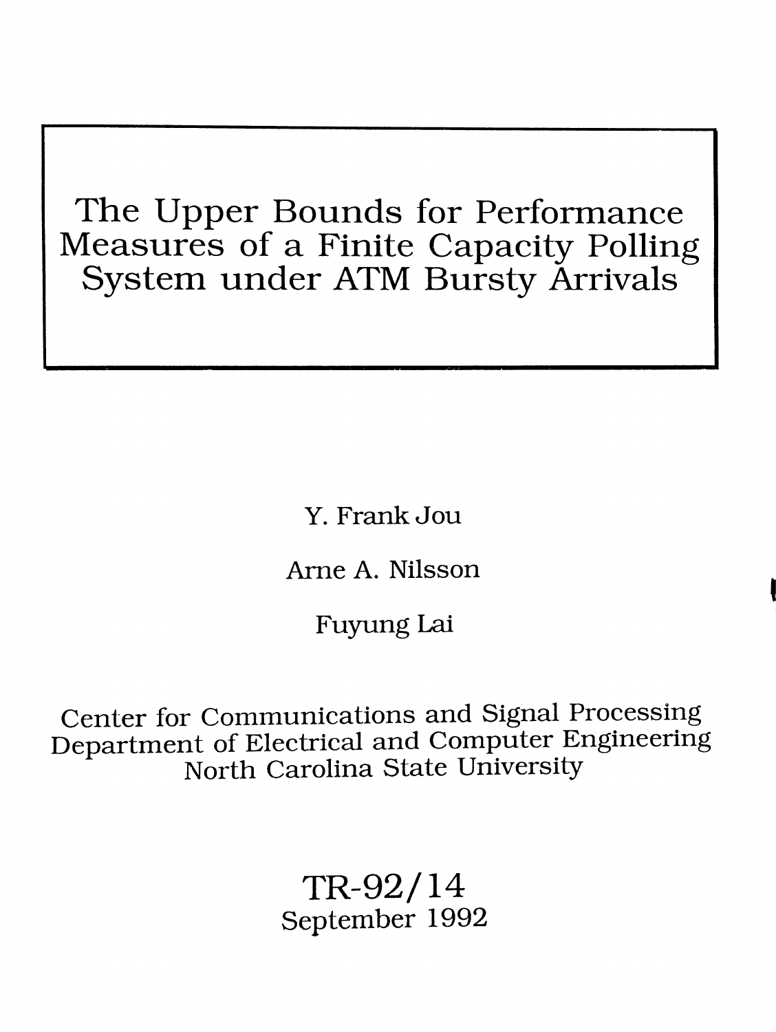# The Upper Bounds for Performance Measures of a Finite Capacity Polling System under ATM Bursty Arrivals

Y. Frank Jou

Arne A. Nilsson

Fuyung Lai

Center for Communications and Signal Processing
Department of Electrical and Computer Engineering
North Carolina State University

TR-92/14
September 1992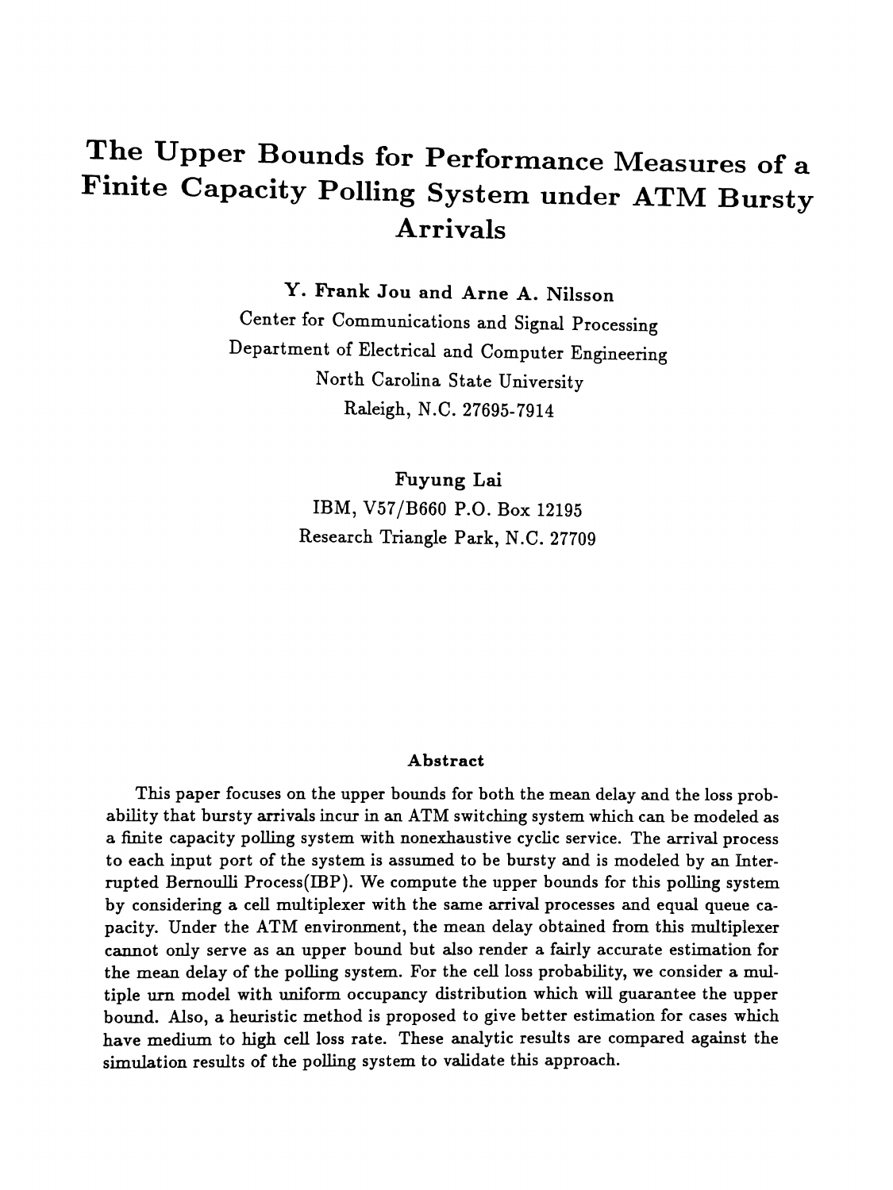# The Upper Bounds for Performance Measures of a Finite Capacity Polling System under ATM Bursty Arrivals

**Y. Frank Jou and Arne A. Nilsson**

Center for Communications and Signal Processing
Department of Electrical and Computer Engineering
North Carolina State University
Raleigh, N.C. 27695-7914

**Fuyung Lai**

IBM, V57/B660 P.O. Box 12195
Research Triangle Park, N.C. 27709

### Abstract

This paper focuses on the upper bounds for both the mean delay and the loss probability that bursty arrivals incur in an ATM switching system which can be modeled as a finite capacity polling system with nonexhaustive cyclic service. The arrival process to each input port of the system is assumed to be bursty and is modeled by an Interrupted Bernoulli Process(IBP). We compute the upper bounds for this polling system by considering a cell multiplexer with the same arrival processes and equal queue capacity. Under the ATM environment, the mean delay obtained from this multiplexer cannot only serve as an upper bound but also render a fairly accurate estimation for the mean delay of the polling system. For the cell loss probability, we consider a multiple urn model with uniform occupancy distribution which will guarantee the upper bound. Also, a heuristic method is proposed to give better estimation for cases which have medium to high cell loss rate. These analytic results are compared against the simulation results of the polling system to validate this approach.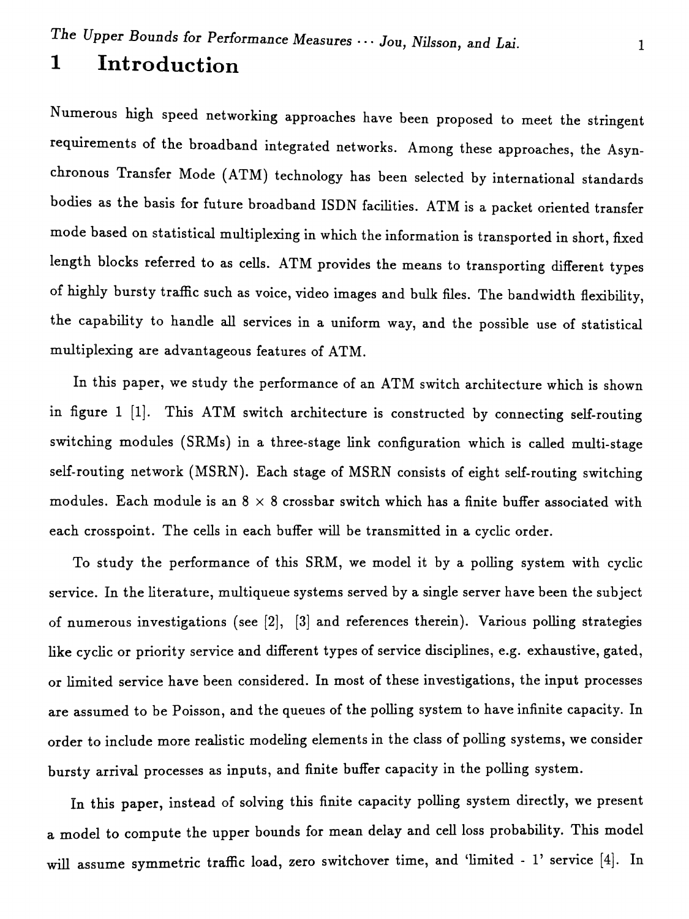# 1 Introduction

Numerous high speed networking approaches have been proposed to meet the stringent requirements of the broadband integrated networks. Among these approaches, the Asynchronous Transfer Mode (ATM) technology has been selected by international standards bodies as the basis for future broadband ISDN facilities. ATM is a packet oriented transfer mode based on statistical multiplexing in which the information is transported in short, fixed length blocks referred to as cells. ATM provides the means to transporting different types of highly bursty traffic such as voice, video images and bulk files. The bandwidth flexibility, the capability to handle all services in a uniform way, and the possible use of statistical multiplexing are advantageous features of ATM.

In this paper, we study the performance of an ATM switch architecture which is shown in figure 1 [1]. This ATM switch architecture is constructed by connecting self-routing switching modules (SRMs) in a three-stage link configuration which is called multi-stage self-routing network (MSRN). Each stage of MSRN consists of eight self-routing switching modules. Each module is an $8 \times 8$ crossbar switch which has a finite buffer associated with each crosspoint. The cells in each buffer will be transmitted in a cyclic order.

To study the performance of this SRM, we model it by a polling system with cyclic service. In the literature, multiqueue systems served by a single server have been the subject of numerous investigations (see [2], [3] and references therein). Various polling strategies like cyclic or priority service and different types of service disciplines, e.g. exhaustive, gated, or limited service have been considered. In most of these investigations, the input processes are assumed to be Poisson, and the queues of the polling system to have infinite capacity. In order to include more realistic modeling elements in the class of polling systems, we consider bursty arrival processes as inputs, and finite buffer capacity in the polling system.

In this paper, instead of solving this finite capacity polling system directly, we present a model to compute the upper bounds for mean delay and cell loss probability. This model will assume symmetric traffic load, zero switchover time, and 'limited - 1' service [4]. In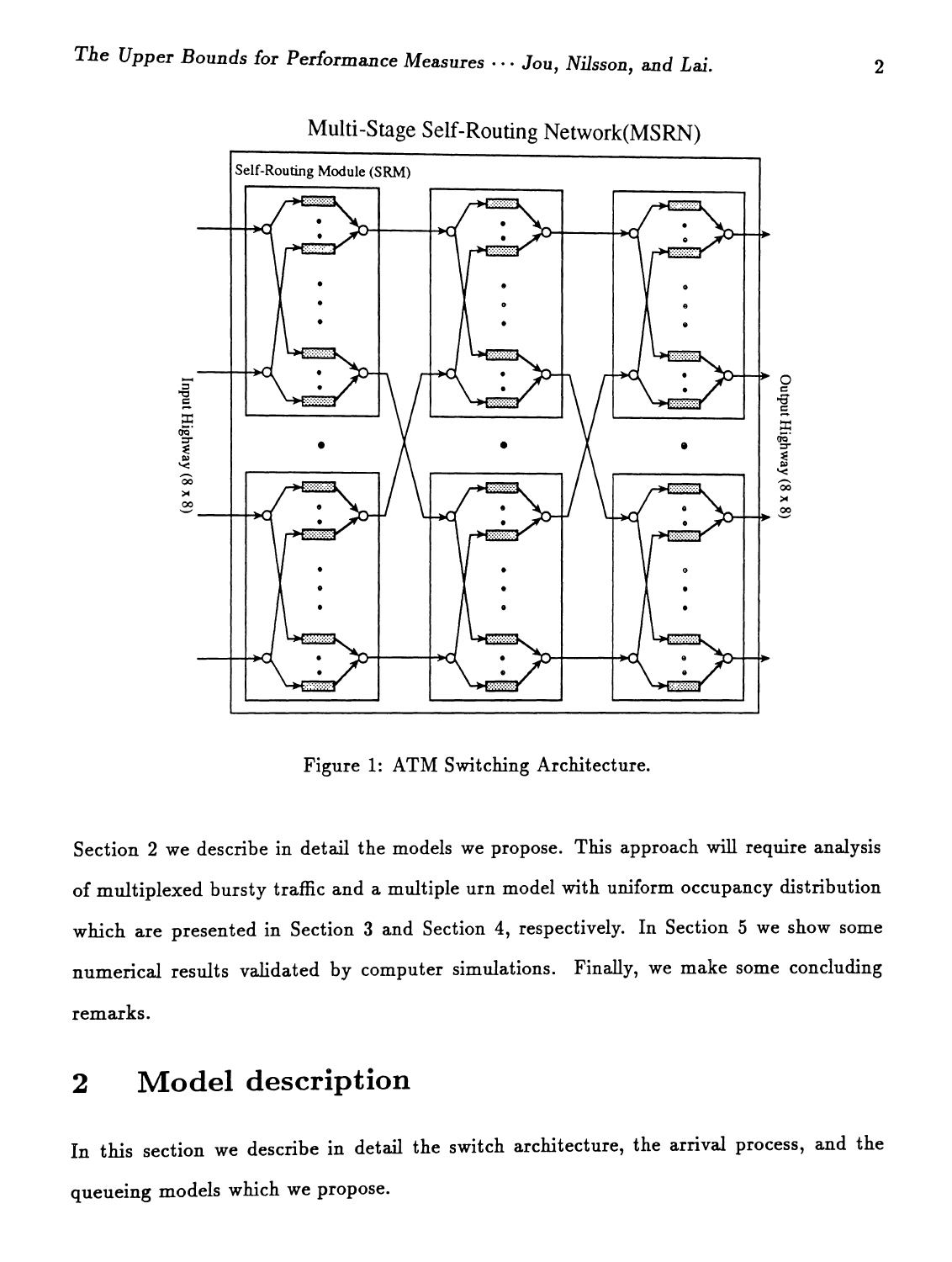Figure 1: ATM Switching Architecture.

Section 2 we describe in detail the models we propose. This approach will require analysis of multiplexed bursty traffic and a multiple urn model with uniform occupancy distribution which are presented in Section 3 and Section 4, respectively. In Section 5 we show some numerical results validated by computer simulations. Finally, we make some concluding remarks.

## 2 Model description

In this section we describe in detail the switch architecture, the arrival process, and the queueing models which we propose.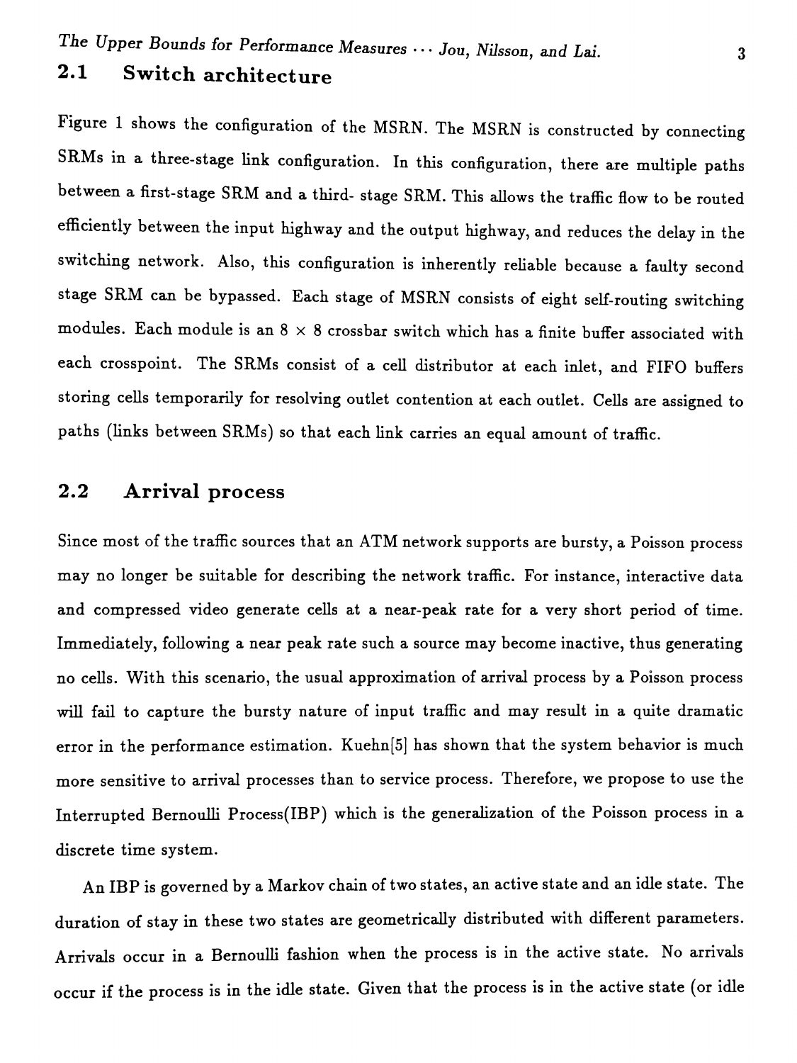## 2.1 Switch architecture

Figure 1 shows the configuration of the MSRN. The MSRN is constructed by connecting SRMs in a three-stage link configuration. In this configuration, there are multiple paths between a first-stage SRM and a third- stage SRM. This allows the traffic flow to be routed efficiently between the input highway and the output highway, and reduces the delay in the switching network. Also, this configuration is inherently reliable because a faulty second stage SRM can be bypassed. Each stage of MSRN consists of eight self-routing switching modules. Each module is an $8 \times 8$ crossbar switch which has a finite buffer associated with each crosspoint. The SRMs consist of a cell distributor at each inlet, and FIFO buffers storing cells temporarily for resolving outlet contention at each outlet. Cells are assigned to paths (links between SRMs) so that each link carries an equal amount of traffic.

## 2.2 Arrival process

Since most of the traffic sources that an ATM network supports are bursty, a Poisson process may no longer be suitable for describing the network traffic. For instance, interactive data and compressed video generate cells at a near-peak rate for a very short period of time. Immediately, following a near peak rate such a source may become inactive, thus generating no cells. With this scenario, the usual approximation of arrival process by a Poisson process will fail to capture the bursty nature of input traffic and may result in a quite dramatic error in the performance estimation. Kuehn[5] has shown that the system behavior is much more sensitive to arrival processes than to service process. Therefore, we propose to use the Interrupted Bernoulli Process(IBP) which is the generalization of the Poisson process in a discrete time system.

An IBP is governed by a Markov chain of two states, an active state and an idle state. The duration of stay in these two states are geometrically distributed with different parameters. Arrivals occur in a Bernoulli fashion when the process is in the active state. No arrivals occur if the process is in the idle state. Given that the process is in the active state (or idle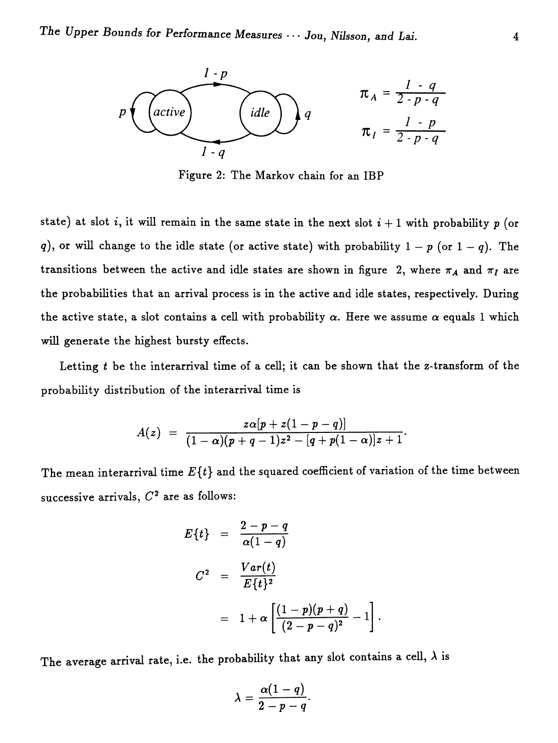$$\pi_A = \frac{1-q}{2-p-q}$$

$$\pi_I = \frac{1-p}{2-p-q}$$

Figure 2: The Markov chain for an IBP

state) at slot $i$, it will remain in the same state in the next slot $i+1$ with probability $p$ (or $q$), or will change to the idle state (or active state) with probability $1-p$ (or $1-q$). The transitions between the active and idle states are shown in figure 2, where $\pi_A$ and $\pi_I$ are the probabilities that an arrival process is in the active and idle states, respectively. During the active state, a slot contains a cell with probability $\alpha$. Here we assume $\alpha$ equals 1 which will generate the highest bursty effects.

Letting $t$ be the interarrival time of a cell; it can be shown that the z-transform of the probability distribution of the interarrival time is

$$A(z) = \frac{z\alpha[p + z(1-p-q)]}{(1-\alpha)(p+q-1)z^2 - [q + p(1-\alpha)]z + 1}.$$

The mean interarrival time $E\{t\}$ and the squared coefficient of variation of the time between successive arrivals, $C^2$ are as follows:

$$E\{t\} = \frac{2-p-q}{\alpha(1-q)}$$

$$C^2 = \frac{Var(t)}{E\{t\}^2}$$

$$= 1 + \alpha\left[\frac{(1-p)(p+q)}{(2-p-q)^2} - 1\right].$$

The average arrival rate, i.e. the probability that any slot contains a cell, $\lambda$ is

$$\lambda = \frac{\alpha(1-q)}{2-p-q}.$$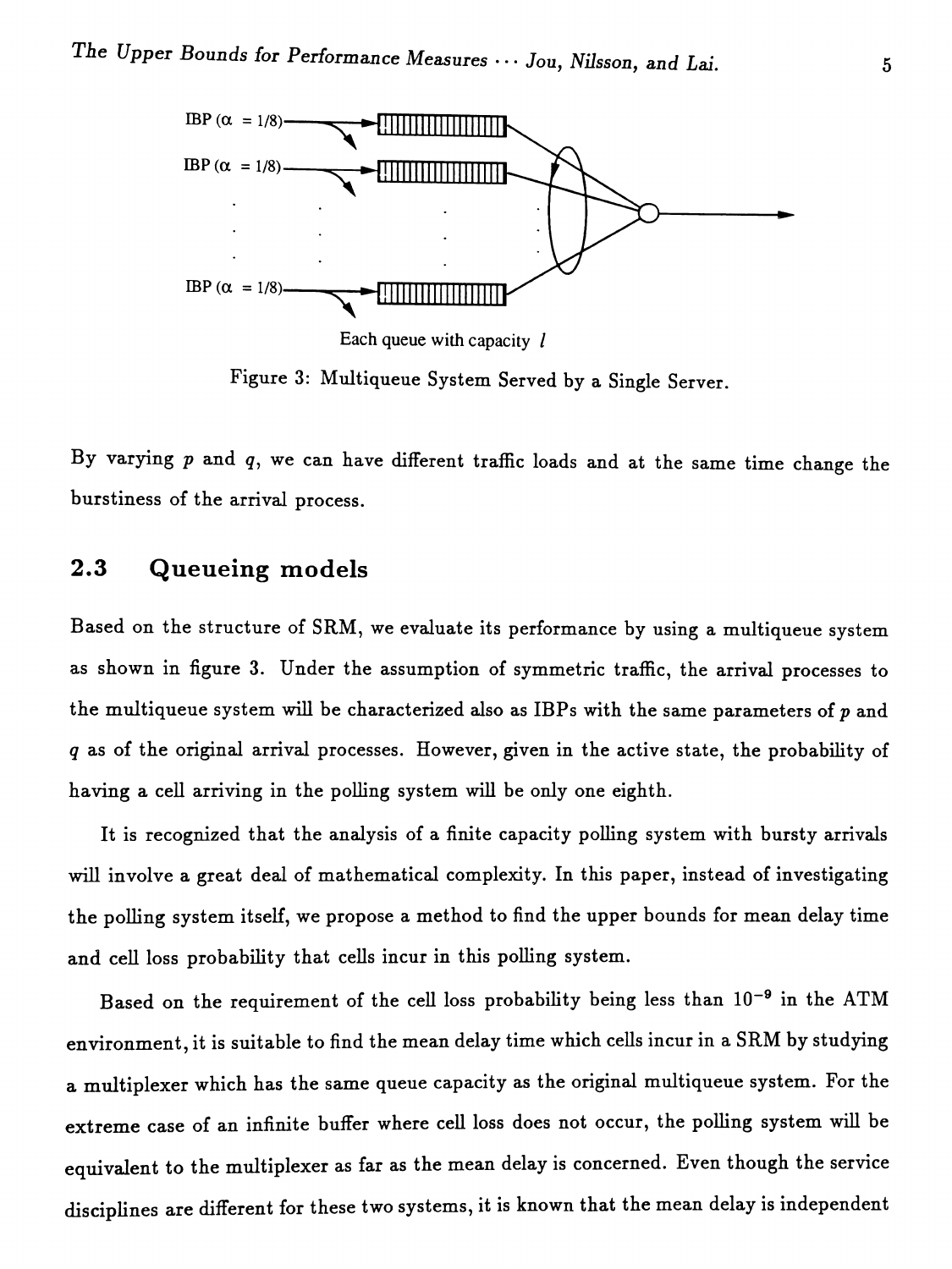IBP ($\alpha$ = 1/8)

IBP ($\alpha$ = 1/8)

IBP ($\alpha$ = 1/8)

Each queue with capacity $l$

Figure 3: Multiqueue System Served by a Single Server.

By varying $p$ and $q$, we can have different traffic loads and at the same time change the burstiness of the arrival process.

## 2.3 Queueing models

Based on the structure of SRM, we evaluate its performance by using a multiqueue system as shown in figure 3. Under the assumption of symmetric traffic, the arrival processes to the multiqueue system will be characterized also as IBPs with the same parameters of $p$ and $q$ as of the original arrival processes. However, given in the active state, the probability of having a cell arriving in the polling system will be only one eighth.

It is recognized that the analysis of a finite capacity polling system with bursty arrivals will involve a great deal of mathematical complexity. In this paper, instead of investigating the polling system itself, we propose a method to find the upper bounds for mean delay time and cell loss probability that cells incur in this polling system.

Based on the requirement of the cell loss probability being less than $10^{-9}$ in the ATM environment, it is suitable to find the mean delay time which cells incur in a SRM by studying a multiplexer which has the same queue capacity as the original multiqueue system. For the extreme case of an infinite buffer where cell loss does not occur, the polling system will be equivalent to the multiplexer as far as the mean delay is concerned. Even though the service disciplines are different for these two systems, it is known that the mean delay is independent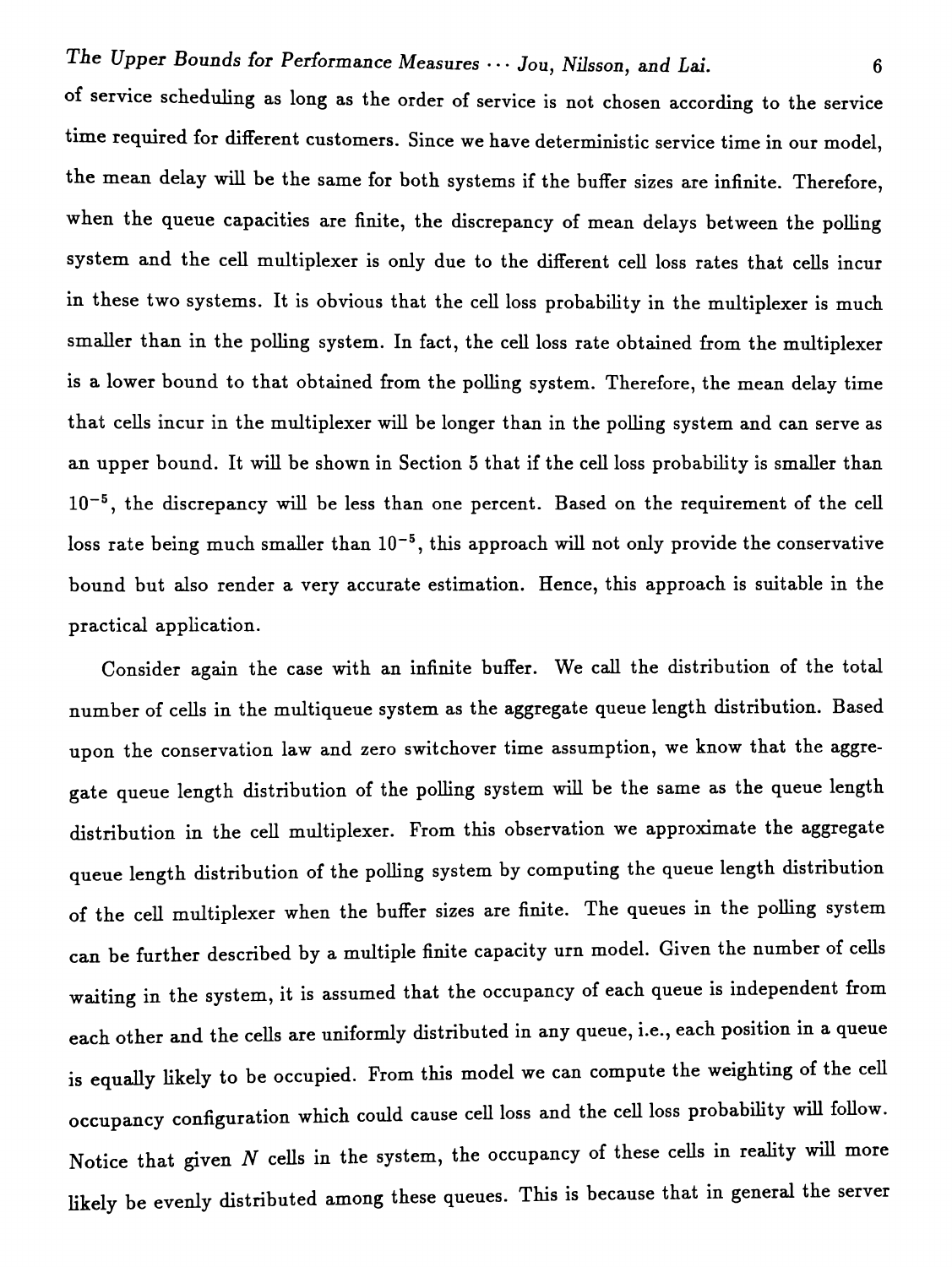of service scheduling as long as the order of service is not chosen according to the service time required for different customers. Since we have deterministic service time in our model, the mean delay will be the same for both systems if the buffer sizes are infinite. Therefore, when the queue capacities are finite, the discrepancy of mean delays between the polling system and the cell multiplexer is only due to the different cell loss rates that cells incur in these two systems. It is obvious that the cell loss probability in the multiplexer is much smaller than in the polling system. In fact, the cell loss rate obtained from the multiplexer is a lower bound to that obtained from the polling system. Therefore, the mean delay time that cells incur in the multiplexer will be longer than in the polling system and can serve as an upper bound. It will be shown in Section 5 that if the cell loss probability is smaller than $10^{-5}$, the discrepancy will be less than one percent. Based on the requirement of the cell loss rate being much smaller than $10^{-5}$, this approach will not only provide the conservative bound but also render a very accurate estimation. Hence, this approach is suitable in the practical application.

Consider again the case with an infinite buffer. We call the distribution of the total number of cells in the multiqueue system as the aggregate queue length distribution. Based upon the conservation law and zero switchover time assumption, we know that the aggregate queue length distribution of the polling system will be the same as the queue length distribution in the cell multiplexer. From this observation we approximate the aggregate queue length distribution of the polling system by computing the queue length distribution of the cell multiplexer when the buffer sizes are finite. The queues in the polling system can be further described by a multiple finite capacity urn model. Given the number of cells waiting in the system, it is assumed that the occupancy of each queue is independent from each other and the cells are uniformly distributed in any queue, i.e., each position in a queue is equally likely to be occupied. From this model we can compute the weighting of the cell occupancy configuration which could cause cell loss and the cell loss probability will follow. Notice that given $N$ cells in the system, the occupancy of these cells in reality will more likely be evenly distributed among these queues. This is because that in general the server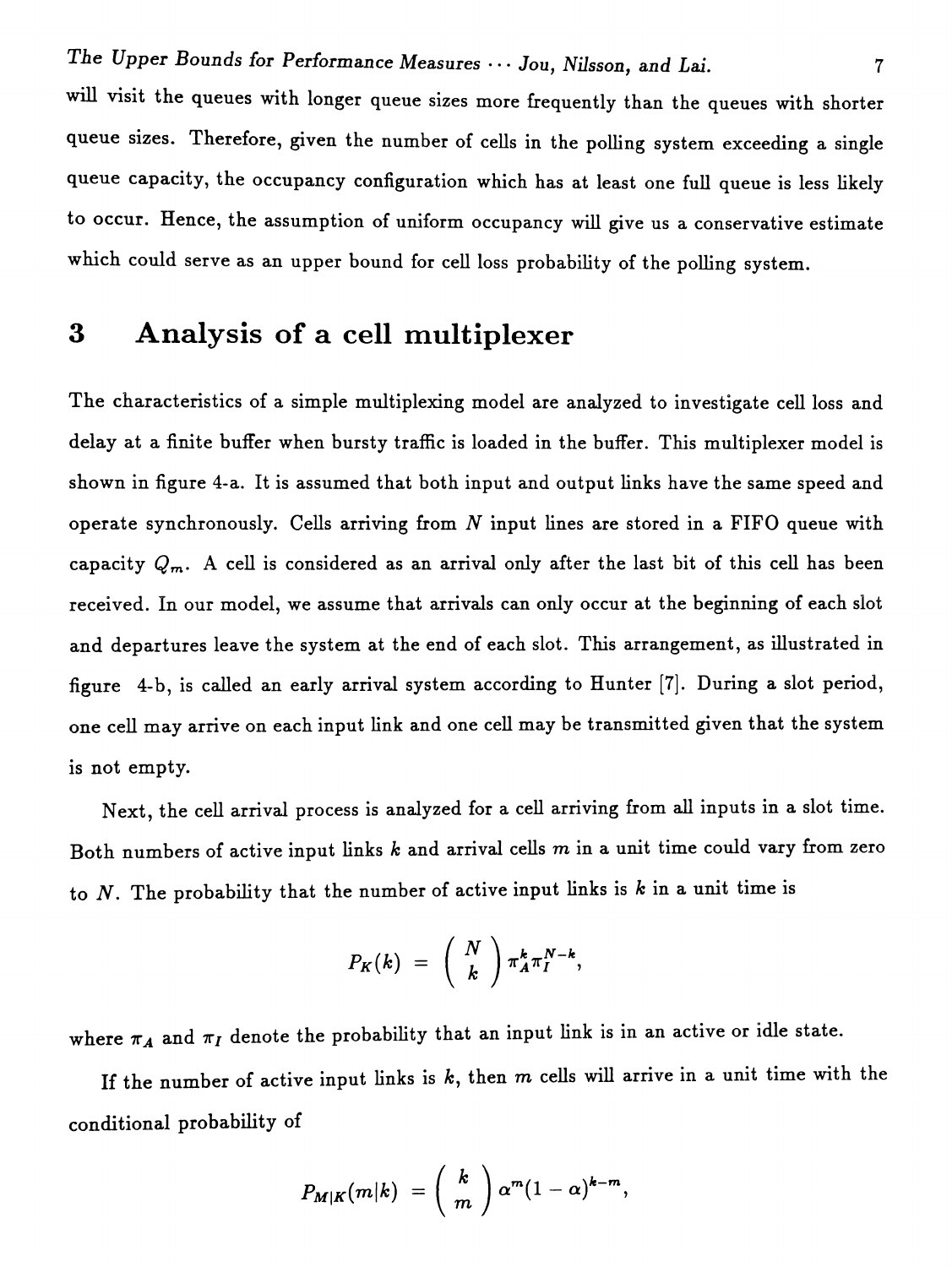will visit the queues with longer queue sizes more frequently than the queues with shorter queue sizes. Therefore, given the number of cells in the polling system exceeding a single queue capacity, the occupancy configuration which has at least one full queue is less likely to occur. Hence, the assumption of uniform occupancy will give us a conservative estimate which could serve as an upper bound for cell loss probability of the polling system.

# 3 Analysis of a cell multiplexer

The characteristics of a simple multiplexing model are analyzed to investigate cell loss and delay at a finite buffer when bursty traffic is loaded in the buffer. This multiplexer model is shown in figure 4-a. It is assumed that both input and output links have the same speed and operate synchronously. Cells arriving from $N$ input lines are stored in a FIFO queue with capacity $Q_m$. A cell is considered as an arrival only after the last bit of this cell has been received. In our model, we assume that arrivals can only occur at the beginning of each slot and departures leave the system at the end of each slot. This arrangement, as illustrated in figure 4-b, is called an early arrival system according to Hunter [7]. During a slot period, one cell may arrive on each input link and one cell may be transmitted given that the system is not empty.

Next, the cell arrival process is analyzed for a cell arriving from all inputs in a slot time. Both numbers of active input links $k$ and arrival cells $m$ in a unit time could vary from zero to $N$. The probability that the number of active input links is $k$ in a unit time is

$$P_K(k) = \binom{N}{k} \pi_A^k \pi_I^{N-k},$$

where $\pi_A$ and $\pi_I$ denote the probability that an input link is in an active or idle state.

If the number of active input links is $k$, then $m$ cells will arrive in a unit time with the conditional probability of

$$P_{M|K}(m|k) = \binom{k}{m} \alpha^m (1-\alpha)^{k-m},$$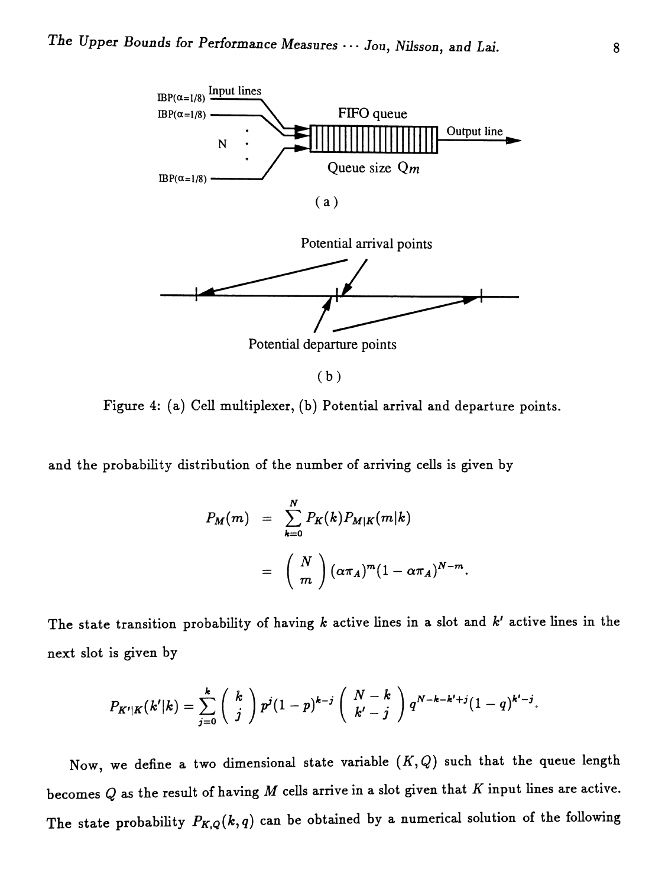Figure 4: (a) Cell multiplexer, (b) Potential arrival and departure points.

and the probability distribution of the number of arriving cells is given by

$$
\begin{aligned}
P_M(m) &= \sum_{k=0}^{N} P_K(k) P_{M|K}(m|k) \\
&= \binom{N}{m} (\alpha \pi_A)^m (1 - \alpha \pi_A)^{N-m}.
\end{aligned}
$$

The state transition probability of having $k$ active lines in a slot and $k'$ active lines in the next slot is given by

$$
P_{K'|K}(k'|k) = \sum_{j=0}^{k} \binom{k}{j} p^j (1-p)^{k-j} \binom{N-k}{k'-j} q^{N-k-k'+j} (1-q)^{k'-j}.
$$

Now, we define a two dimensional state variable $(K, Q)$ such that the queue length becomes $Q$ as the result of having $M$ cells arrive in a slot given that $K$ input lines are active. The state probability $P_{K,Q}(k, q)$ can be obtained by a numerical solution of the following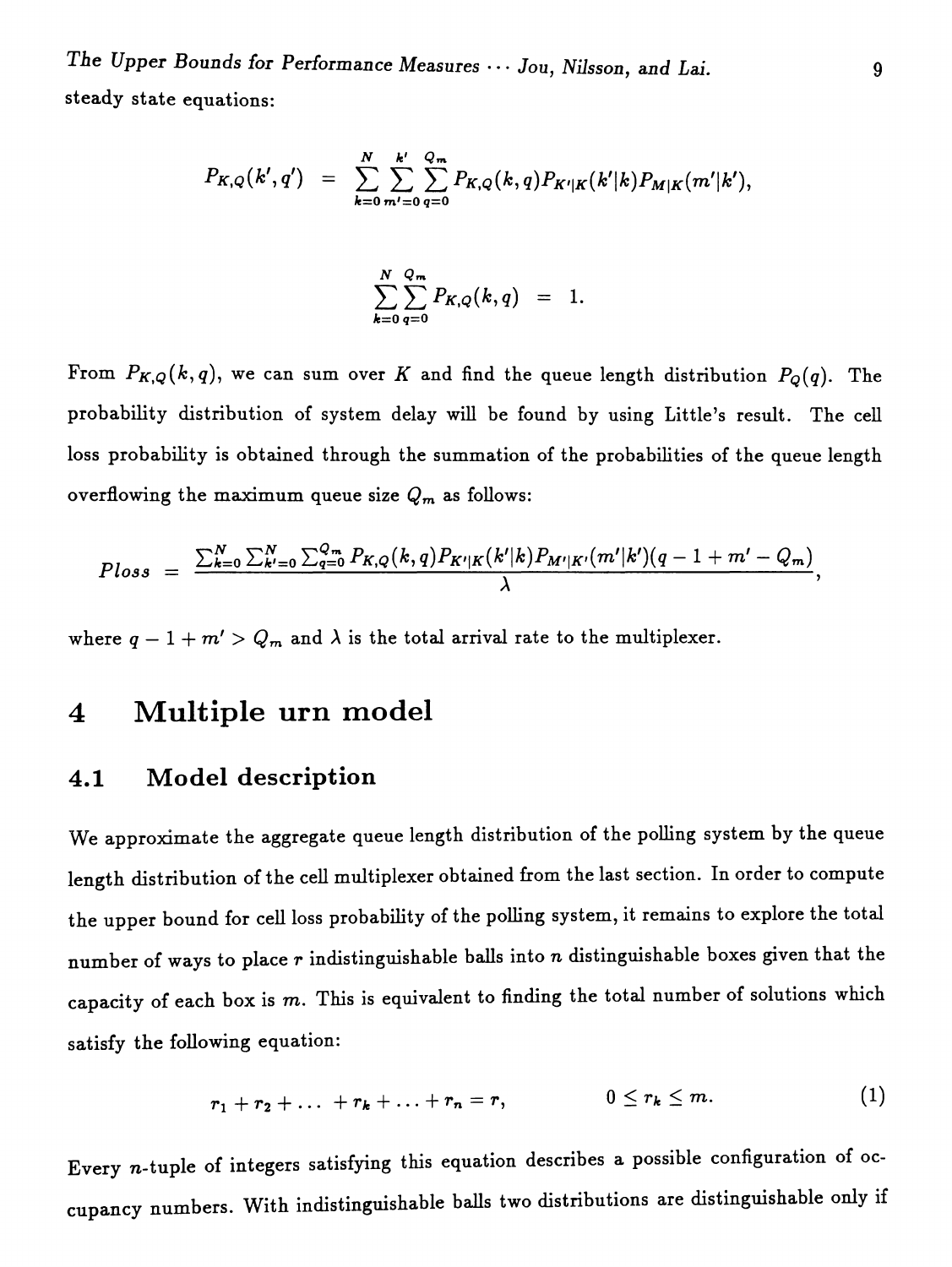steady state equations:

$$P_{K,Q}(k',q') = \sum_{k=0}^{N} \sum_{m'=0}^{k'} \sum_{q=0}^{Q_m} P_{K,Q}(k,q) P_{K'|K}(k'|k) P_{M|K}(m'|k'),$$

$$\sum_{k=0}^{N} \sum_{q=0}^{Q_m} P_{K,Q}(k,q) = 1.$$

From $P_{K,Q}(k,q)$, we can sum over $K$ and find the queue length distribution $P_Q(q)$. The probability distribution of system delay will be found by using Little's result. The cell loss probability is obtained through the summation of the probabilities of the queue length overflowing the maximum queue size $Q_m$ as follows:

$$Ploss = \frac{\sum_{k=0}^{N} \sum_{k'=0}^{N} \sum_{q=0}^{Q_m} P_{K,Q}(k,q) P_{K'|K}(k'|k) P_{M'|K'}(m'|k')(q-1+m'-Q_m)}{\lambda},$$

where $q - 1 + m' > Q_m$ and $\lambda$ is the total arrival rate to the multiplexer.

# 4 Multiple urn model

## 4.1 Model description

We approximate the aggregate queue length distribution of the polling system by the queue length distribution of the cell multiplexer obtained from the last section. In order to compute the upper bound for cell loss probability of the polling system, it remains to explore the total number of ways to place $r$ indistinguishable balls into $n$ distinguishable boxes given that the capacity of each box is $m$. This is equivalent to finding the total number of solutions which satisfy the following equation:

$$r_1 + r_2 + \ldots + r_k + \ldots + r_n = r, \qquad 0 \leq r_k \leq m. \tag{1}$$

Every $n$-tuple of integers satisfying this equation describes a possible configuration of occupancy numbers. With indistinguishable balls two distributions are distinguishable only if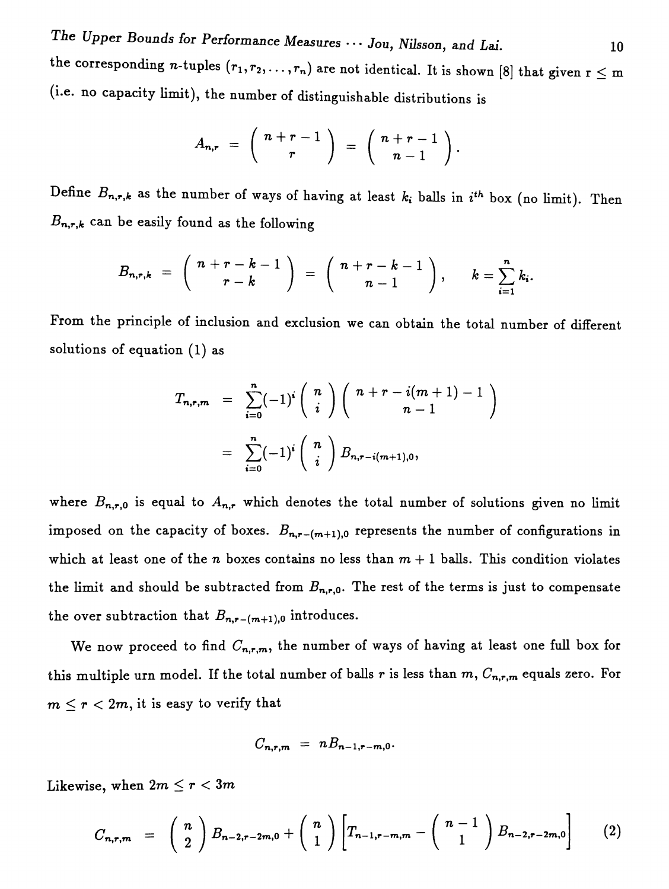the corresponding $n$-tuples $(r_1, r_2, \ldots, r_n)$ are not identical. It is shown [8] that given $r \leq m$ (i.e. no capacity limit), the number of distinguishable distributions is

$$A_{n,r} = \binom{n+r-1}{r} = \binom{n+r-1}{n-1}.$$

Define $B_{n,r,k}$ as the number of ways of having at least $k_i$ balls in $i^{th}$ box (no limit). Then $B_{n,r,k}$ can be easily found as the following

$$B_{n,r,k} = \binom{n+r-k-1}{r-k} = \binom{n+r-k-1}{n-1}, \quad k = \sum_{i=1}^{n} k_i.$$

From the principle of inclusion and exclusion we can obtain the total number of different solutions of equation (1) as

$$\begin{aligned} T_{n,r,m} &= \sum_{i=0}^{n} (-1)^i \binom{n}{i} \binom{n+r-i(m+1)-1}{n-1} \\ &= \sum_{i=0}^{n} (-1)^i \binom{n}{i} B_{n,r-i(m+1),0}, \end{aligned}$$

where $B_{n,r,0}$ is equal to $A_{n,r}$ which denotes the total number of solutions given no limit imposed on the capacity of boxes. $B_{n,r-(m+1),0}$ represents the number of configurations in which at least one of the $n$ boxes contains no less than $m+1$ balls. This condition violates the limit and should be subtracted from $B_{n,r,0}$. The rest of the terms is just to compensate the over subtraction that $B_{n,r-(m+1),0}$ introduces.

We now proceed to find $C_{n,r,m}$, the number of ways of having at least one full box for this multiple urn model. If the total number of balls $r$ is less than $m$, $C_{n,r,m}$ equals zero. For $m \leq r < 2m$, it is easy to verify that

$$C_{n,r,m} = nB_{n-1,r-m,0}.$$

Likewise, when $2m \leq r < 3m$

$$C_{n,r,m} = \binom{n}{2} B_{n-2,r-2m,0} + \binom{n}{1} \left[ T_{n-1,r-m,m} - \binom{n-1}{1} B_{n-2,r-2m,0} \right] \quad (2)$$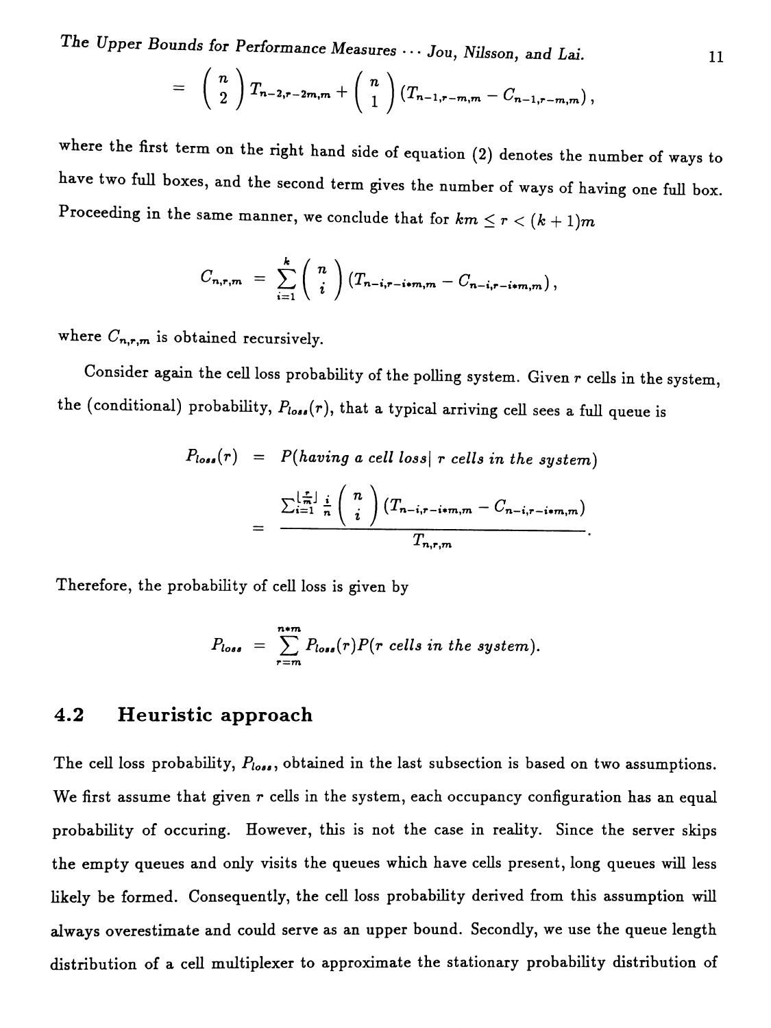$$= \binom{n}{2} T_{n-2,r-2m,m} + \binom{n}{1} \left(T_{n-1,r-m,m} - C_{n-1,r-m,m}\right),$$

where the first term on the right hand side of equation (2) denotes the number of ways to have two full boxes, and the second term gives the number of ways of having one full box. Proceeding in the same manner, we conclude that for $km \le r < (k+1)m$

$$C_{n,r,m} = \sum_{i=1}^{k} \binom{n}{i} \left(T_{n-i,r-i*m,m} - C_{n-i,r-i*m,m}\right),$$

where $C_{n,r,m}$ is obtained recursively.

Consider again the cell loss probability of the polling system. Given $r$ cells in the system, the (conditional) probability, $P_{loss}(r)$, that a typical arriving cell sees a full queue is

$$\begin{aligned} P_{loss}(r) &= P(\textit{having a cell loss} |\ r \textit{ cells in the system}) \\ &= \frac{\sum_{i=1}^{\lfloor \frac{r}{m} \rfloor} \frac{i}{n} \binom{n}{i} \left(T_{n-i,r-i*m,m} - C_{n-i,r-i*m,m}\right)}{T_{n,r,m}}. \end{aligned}$$

Therefore, the probability of cell loss is given by

$$P_{loss} = \sum_{r=m}^{n*m} P_{loss}(r) P(r \textit{ cells in the system}).$$

## 4.2 Heuristic approach

The cell loss probability, $P_{loss}$, obtained in the last subsection is based on two assumptions. We first assume that given $r$ cells in the system, each occupancy configuration has an equal probability of occuring. However, this is not the case in reality. Since the server skips the empty queues and only visits the queues which have cells present, long queues will less likely be formed. Consequently, the cell loss probability derived from this assumption will always overestimate and could serve as an upper bound. Secondly, we use the queue length distribution of a cell multiplexer to approximate the stationary probability distribution of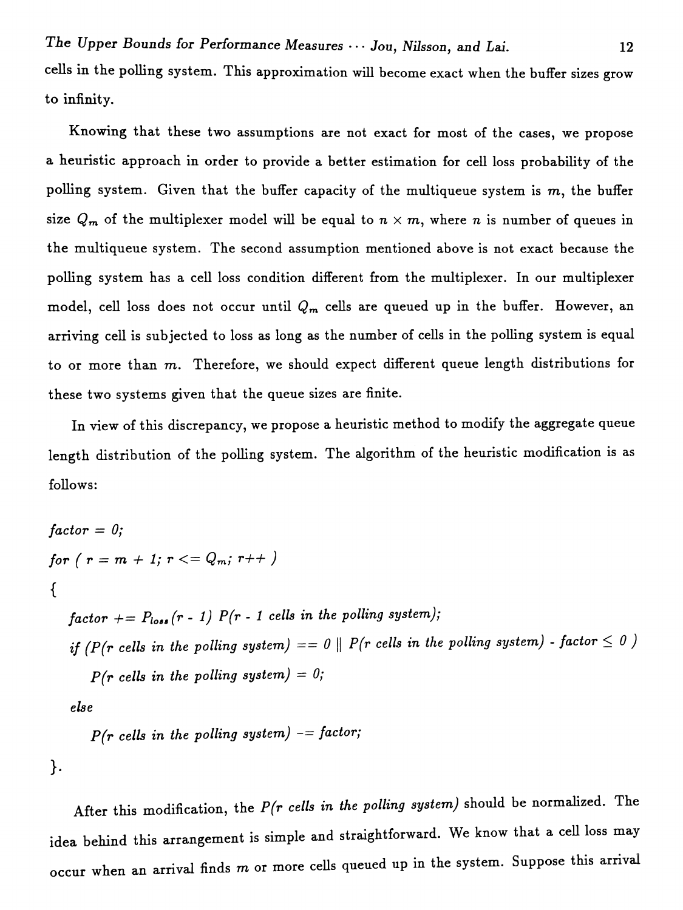cells in the polling system. This approximation will become exact when the buffer sizes grow to infinity.

Knowing that these two assumptions are not exact for most of the cases, we propose a heuristic approach in order to provide a better estimation for cell loss probability of the polling system. Given that the buffer capacity of the multiqueue system is $m$, the buffer size $Q_m$ of the multiplexer model will be equal to $n \times m$, where $n$ is number of queues in the multiqueue system. The second assumption mentioned above is not exact because the polling system has a cell loss condition different from the multiplexer. In our multiplexer model, cell loss does not occur until $Q_m$ cells are queued up in the buffer. However, an arriving cell is subjected to loss as long as the number of cells in the polling system is equal to or more than $m$. Therefore, we should expect different queue length distributions for these two systems given that the queue sizes are finite.

In view of this discrepancy, we propose a heuristic method to modify the aggregate queue length distribution of the polling system. The algorithm of the heuristic modification is as follows:

```
factor = 0;
for ( r = m + 1; r <= Q_m; r++ )
{
    factor += P_loss(r - 1) P(r - 1 cells in the polling system);
    if (P(r cells in the polling system) == 0 || P(r cells in the polling system) - factor ≤ 0 )
        P(r cells in the polling system) = 0;
    else
        P(r cells in the polling system) -= factor;
}.
```

After this modification, the *P(r cells in the polling system)* should be normalized. The idea behind this arrangement is simple and straightforward. We know that a cell loss may occur when an arrival finds $m$ or more cells queued up in the system. Suppose this arrival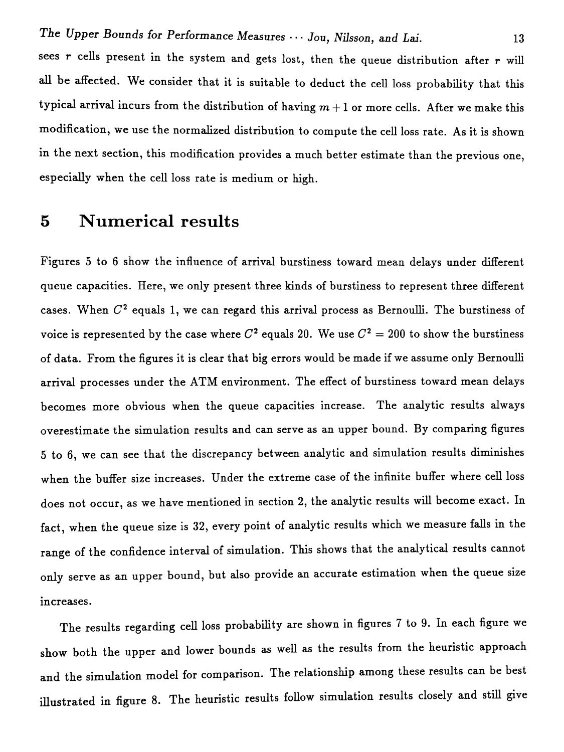sees $r$ cells present in the system and gets lost, then the queue distribution after $r$ will all be affected. We consider that it is suitable to deduct the cell loss probability that this typical arrival incurs from the distribution of having $m+1$ or more cells. After we make this modification, we use the normalized distribution to compute the cell loss rate. As it is shown in the next section, this modification provides a much better estimate than the previous one, especially when the cell loss rate is medium or high.

# 5 Numerical results

Figures 5 to 6 show the influence of arrival burstiness toward mean delays under different queue capacities. Here, we only present three kinds of burstiness to represent three different cases. When $C^2$ equals 1, we can regard this arrival process as Bernoulli. The burstiness of voice is represented by the case where $C^2$ equals 20. We use $C^2 = 200$ to show the burstiness of data. From the figures it is clear that big errors would be made if we assume only Bernoulli arrival processes under the ATM environment. The effect of burstiness toward mean delays becomes more obvious when the queue capacities increase. The analytic results always overestimate the simulation results and can serve as an upper bound. By comparing figures 5 to 6, we can see that the discrepancy between analytic and simulation results diminishes when the buffer size increases. Under the extreme case of the infinite buffer where cell loss does not occur, as we have mentioned in section 2, the analytic results will become exact. In fact, when the queue size is 32, every point of analytic results which we measure falls in the range of the confidence interval of simulation. This shows that the analytical results cannot only serve as an upper bound, but also provide an accurate estimation when the queue size increases.

The results regarding cell loss probability are shown in figures 7 to 9. In each figure we show both the upper and lower bounds as well as the results from the heuristic approach and the simulation model for comparison. The relationship among these results can be best illustrated in figure 8. The heuristic results follow simulation results closely and still give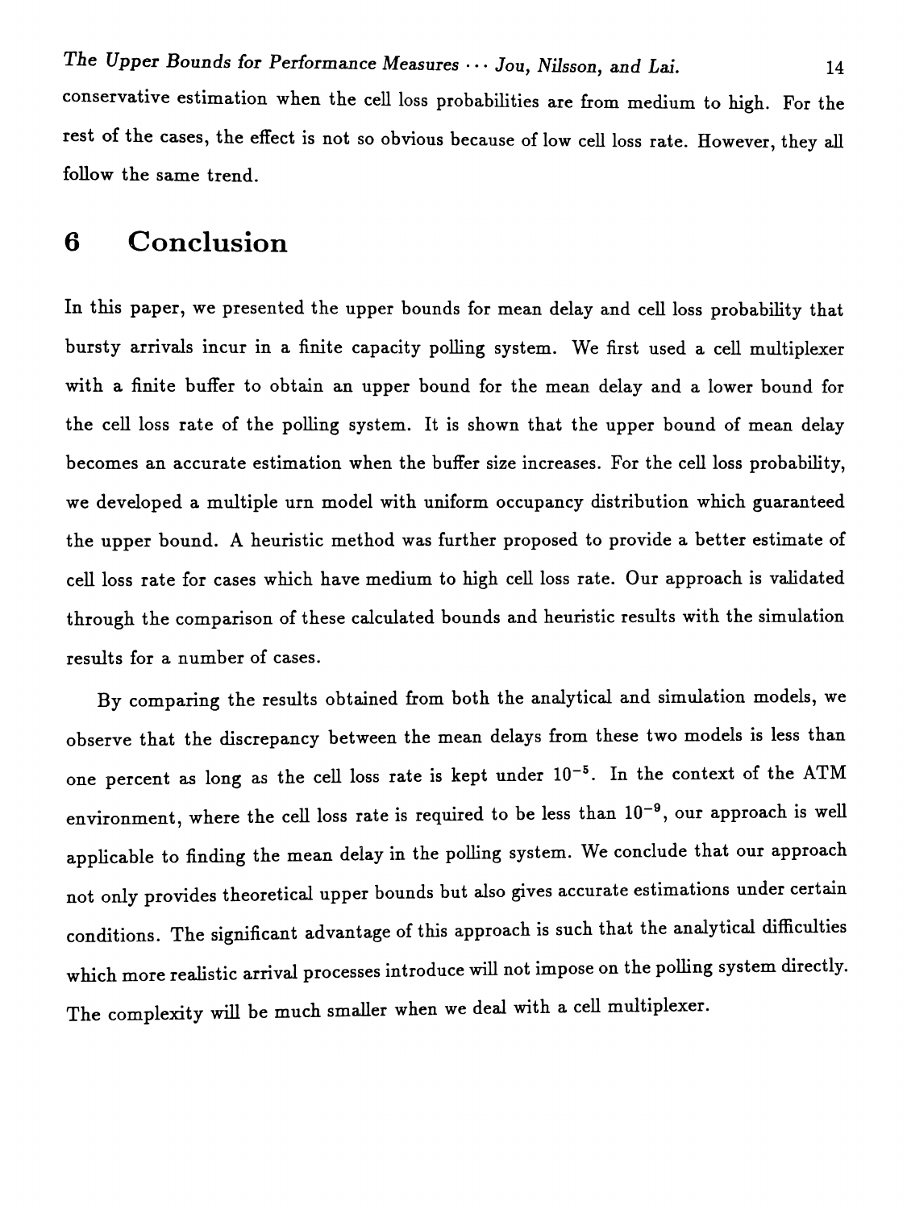conservative estimation when the cell loss probabilities are from medium to high. For the rest of the cases, the effect is not so obvious because of low cell loss rate. However, they all follow the same trend.

# 6 Conclusion

In this paper, we presented the upper bounds for mean delay and cell loss probability that bursty arrivals incur in a finite capacity polling system. We first used a cell multiplexer with a finite buffer to obtain an upper bound for the mean delay and a lower bound for the cell loss rate of the polling system. It is shown that the upper bound of mean delay becomes an accurate estimation when the buffer size increases. For the cell loss probability, we developed a multiple urn model with uniform occupancy distribution which guaranteed the upper bound. A heuristic method was further proposed to provide a better estimate of cell loss rate for cases which have medium to high cell loss rate. Our approach is validated through the comparison of these calculated bounds and heuristic results with the simulation results for a number of cases.

By comparing the results obtained from both the analytical and simulation models, we observe that the discrepancy between the mean delays from these two models is less than one percent as long as the cell loss rate is kept under $10^{-5}$. In the context of the ATM environment, where the cell loss rate is required to be less than $10^{-9}$, our approach is well applicable to finding the mean delay in the polling system. We conclude that our approach not only provides theoretical upper bounds but also gives accurate estimations under certain conditions. The significant advantage of this approach is such that the analytical difficulties which more realistic arrival processes introduce will not impose on the polling system directly. The complexity will be much smaller when we deal with a cell multiplexer.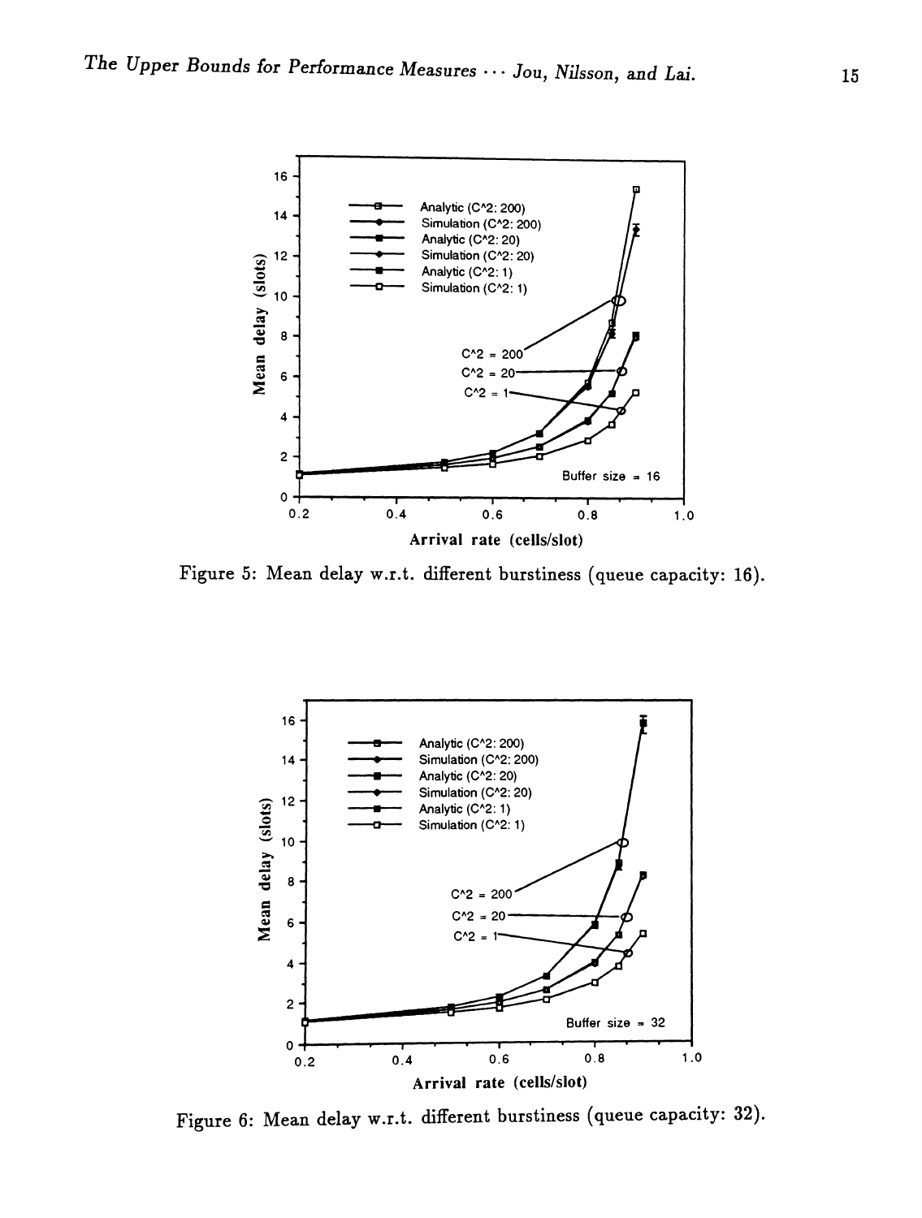Figure 5: Mean delay w.r.t. different burstiness (queue capacity: 16).

Figure 6: Mean delay w.r.t. different burstiness (queue capacity: 32).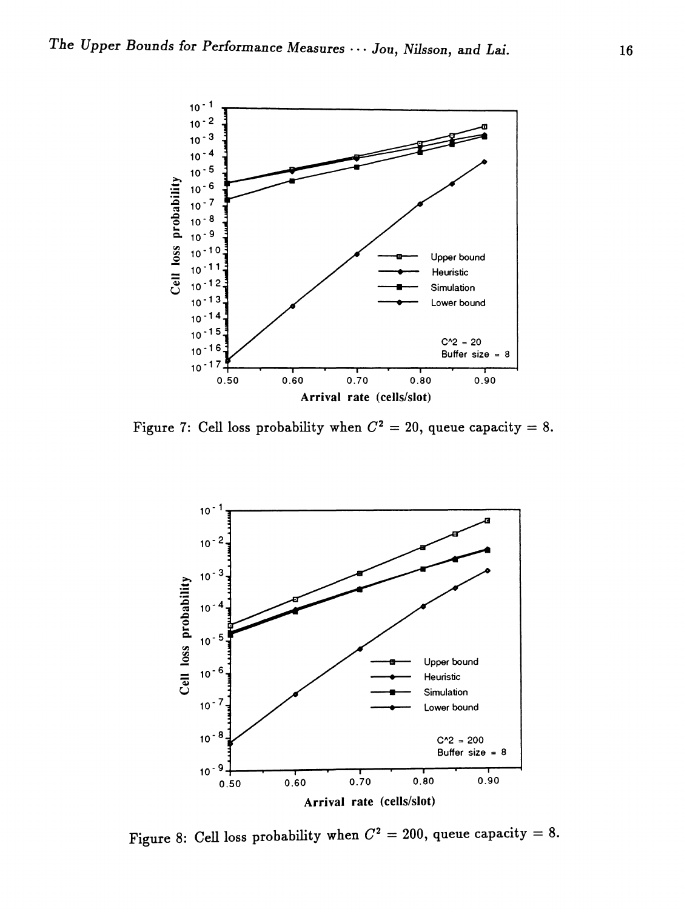Figure 7: Cell loss probability when $C^2 = 20$, queue capacity = 8.

Figure 8: Cell loss probability when $C^2 = 200$, queue capacity = 8.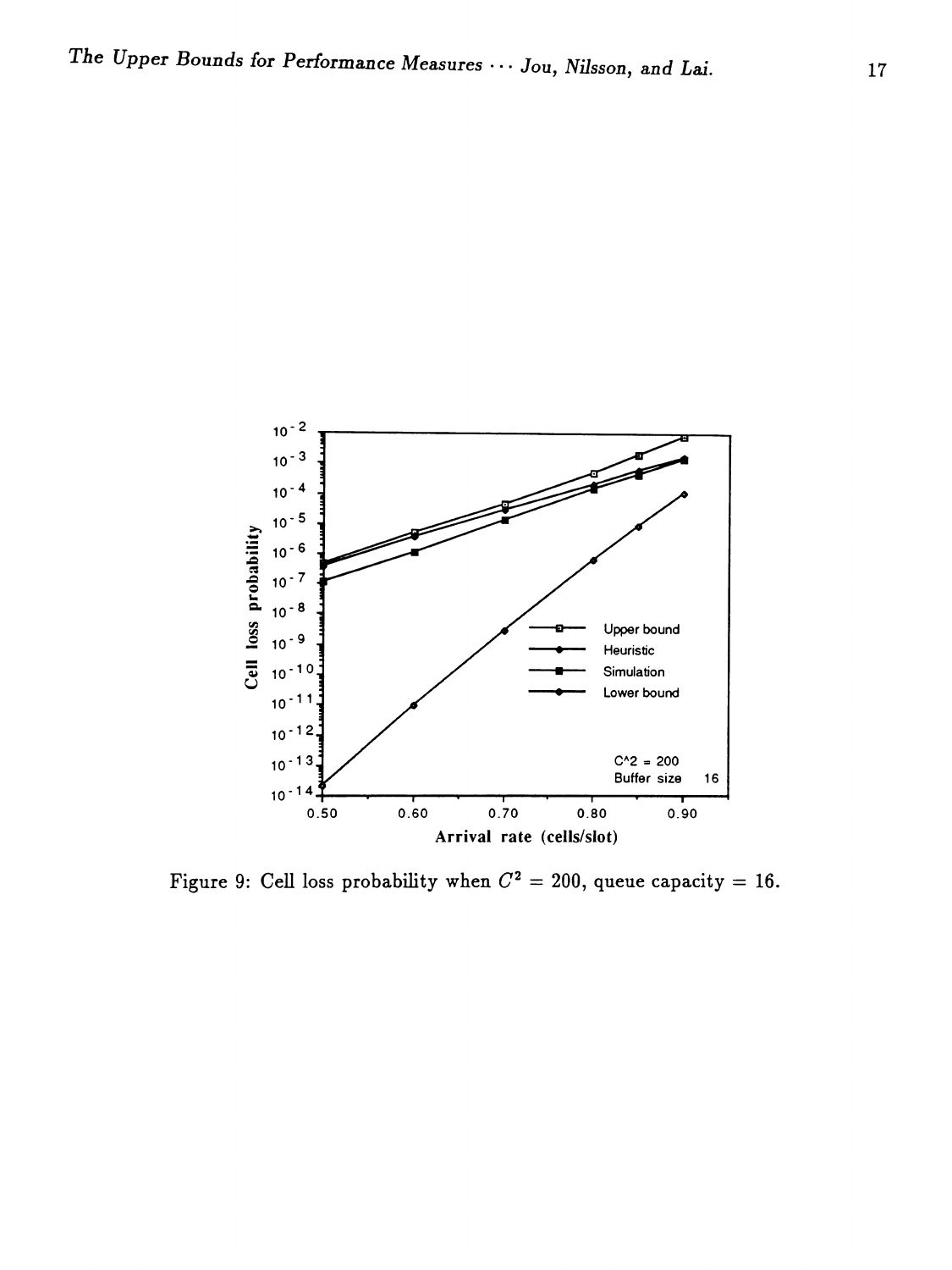Figure 9: Cell loss probability when $C^2 = 200$, queue capacity = 16.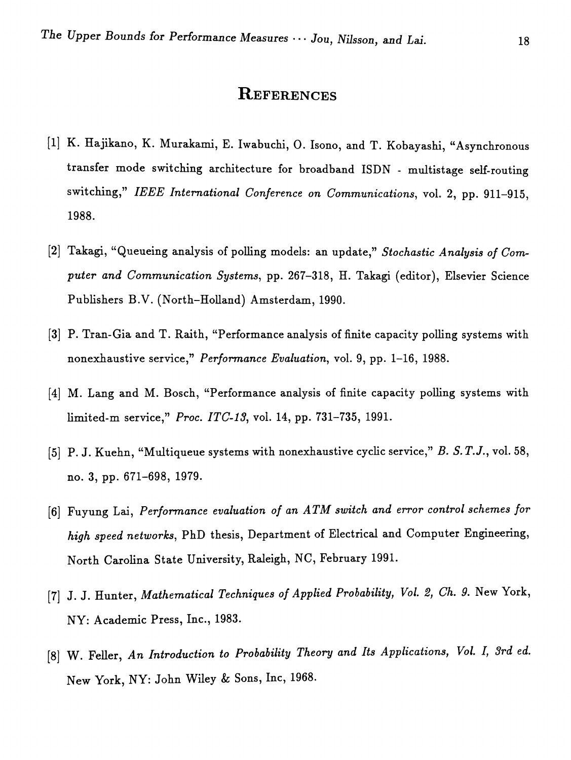# References

[1] K. Hajikano, K. Murakami, E. Iwabuchi, O. Isono, and T. Kobayashi, "Asynchronous transfer mode switching architecture for broadband ISDN - multistage self-routing switching," *IEEE International Conference on Communications*, vol. 2, pp. 911–915, 1988.

[2] Takagi, "Queueing analysis of polling models: an update," *Stochastic Analysis of Computer and Communication Systems*, pp. 267–318, H. Takagi (editor), Elsevier Science Publishers B.V. (North–Holland) Amsterdam, 1990.

[3] P. Tran-Gia and T. Raith, "Performance analysis of finite capacity polling systems with nonexhaustive service," *Performance Evaluation*, vol. 9, pp. 1–16, 1988.

[4] M. Lang and M. Bosch, "Performance analysis of finite capacity polling systems with limited-m service," *Proc. ITC-13*, vol. 14, pp. 731–735, 1991.

[5] P. J. Kuehn, "Multiqueue systems with nonexhaustive cyclic service," *B. S.T.J.*, vol. 58, no. 3, pp. 671–698, 1979.

[6] Fuyung Lai, *Performance evaluation of an ATM switch and error control schemes for high speed networks*, PhD thesis, Department of Electrical and Computer Engineering, North Carolina State University, Raleigh, NC, February 1991.

[7] J. J. Hunter, *Mathematical Techniques of Applied Probability, Vol. 2, Ch. 9.* New York, NY: Academic Press, Inc., 1983.

[8] W. Feller, *An Introduction to Probability Theory and Its Applications, Vol. I, 3rd ed.* New York, NY: John Wiley & Sons, Inc, 1968.